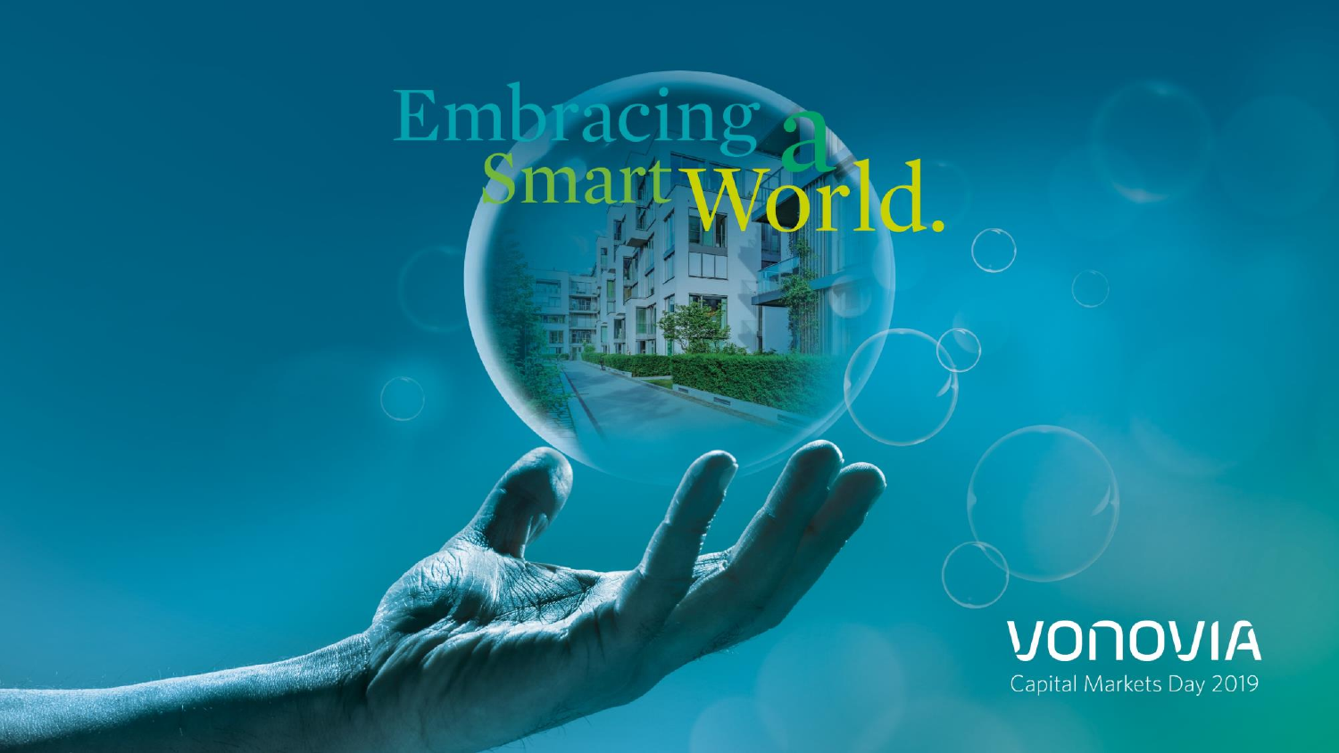# Embracing a Smart World.

VONOVIA

Capital Markets Day 2019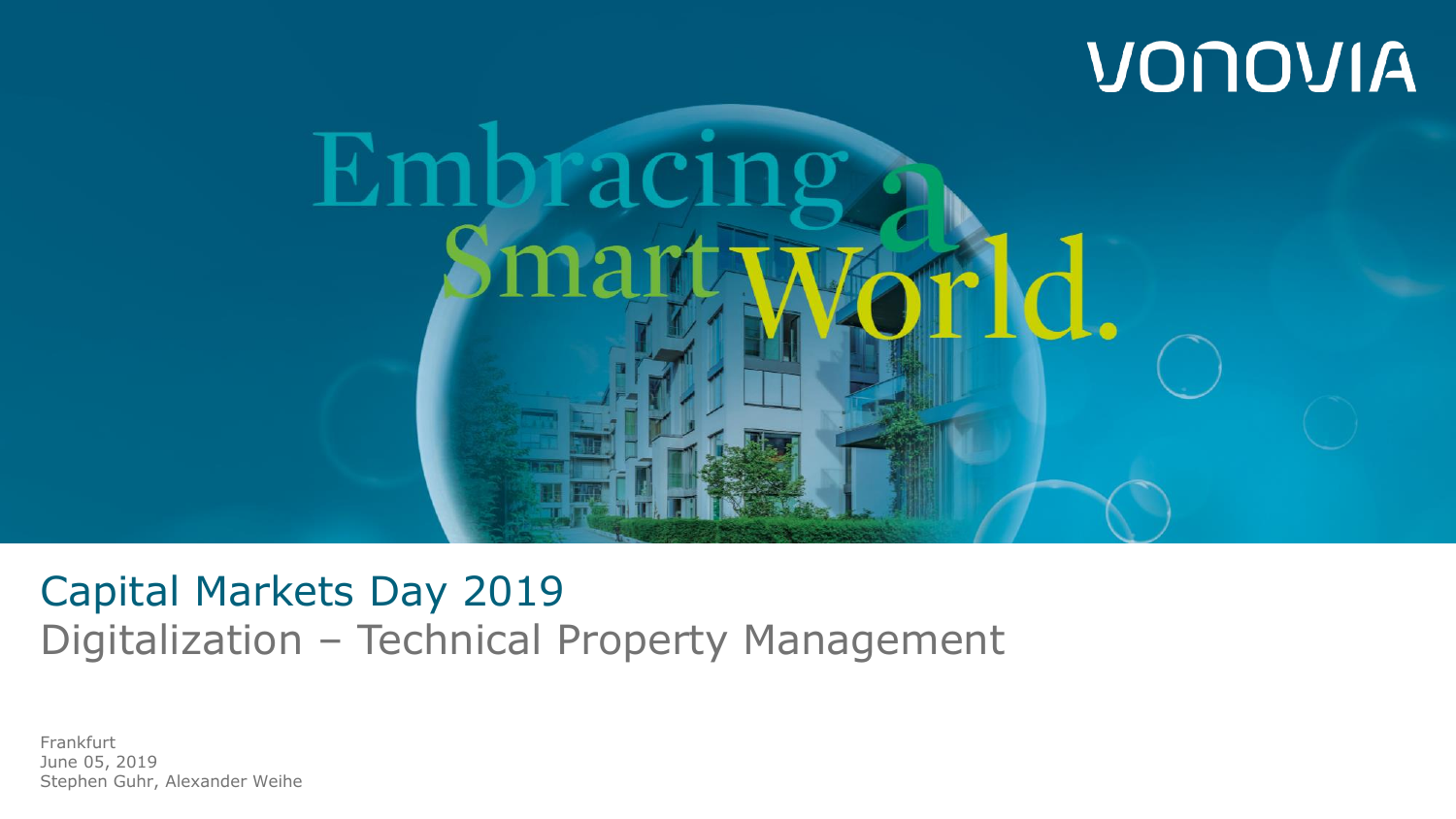VONOVIA

Embracing a Smart World.

# Capital Markets Day 2019

## Digitalization – Technical Property Management

Frankfurt
June 05, 2019
Stephen Guhr, Alexander Weihe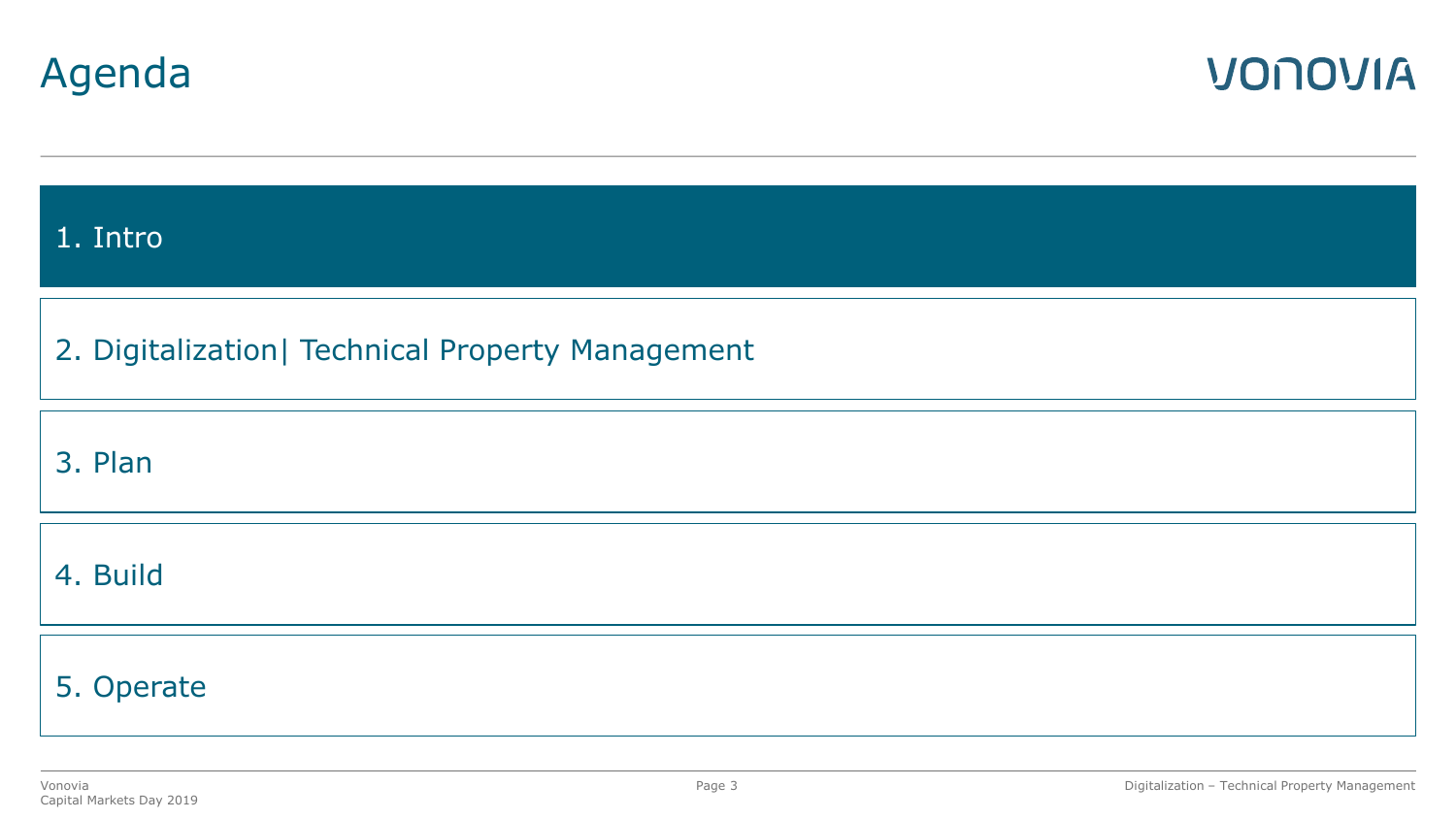# Agenda

1. Intro
2. Digitalization| Technical Property Management
3. Plan
4. Build
5. Operate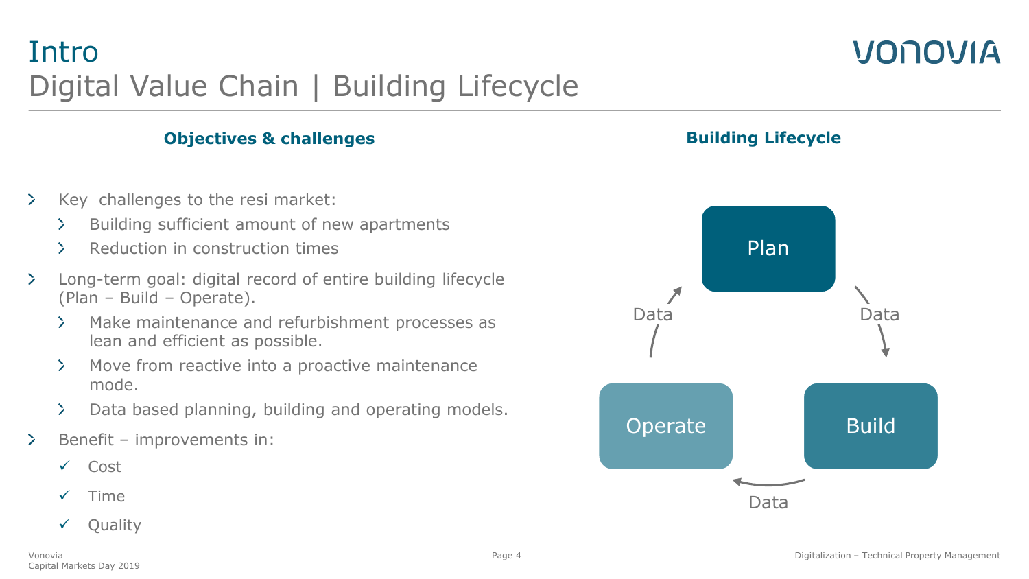# Intro
## Digital Value Chain | Building Lifecycle

### Objectives & challenges

- Key challenges to the resi market:
  - Building sufficient amount of new apartments
  - Reduction in construction times
- Long-term goal: digital record of entire building lifecycle (Plan – Build – Operate).
  - Make maintenance and refurbishment processes as lean and efficient as possible.
  - Move from reactive into a proactive maintenance mode.
  - Data based planning, building and operating models.
- Benefit – improvements in:
  - ✓ Cost
  - ✓ Time
  - ✓ Quality

### Building Lifecycle

Plan → Data → Build → Data → Operate → Data → Plan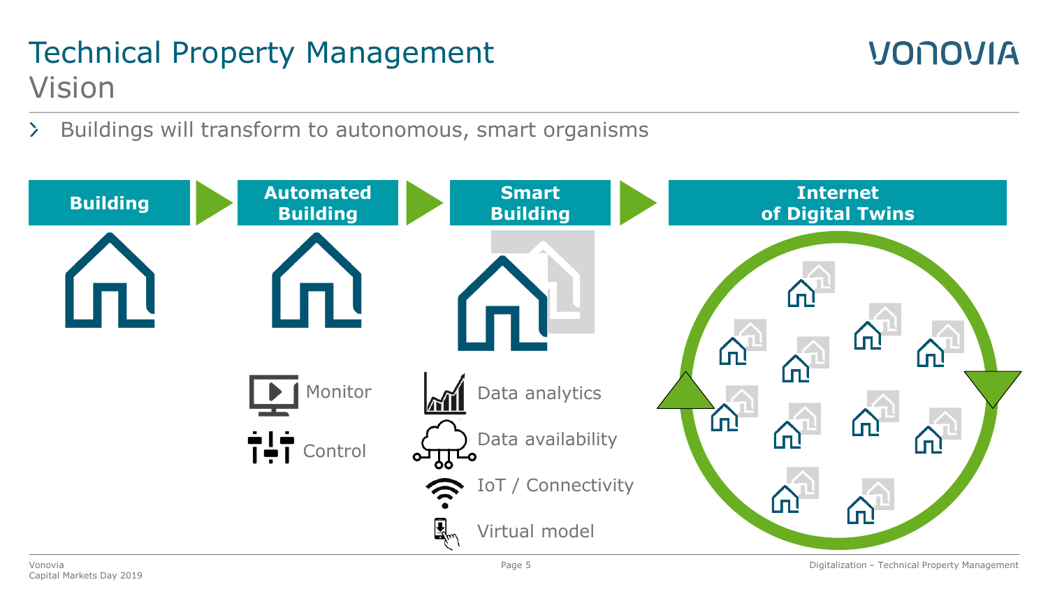# Technical Property Management
## Vision

> Buildings will transform to autonomous, smart organisms

**Building** → **Automated Building** → **Smart Building** → **Internet of Digital Twins**

**Automated Building**
- Monitor
- Control

**Smart Building**
- Data analytics
- Data availability
- IoT / Connectivity
- Virtual model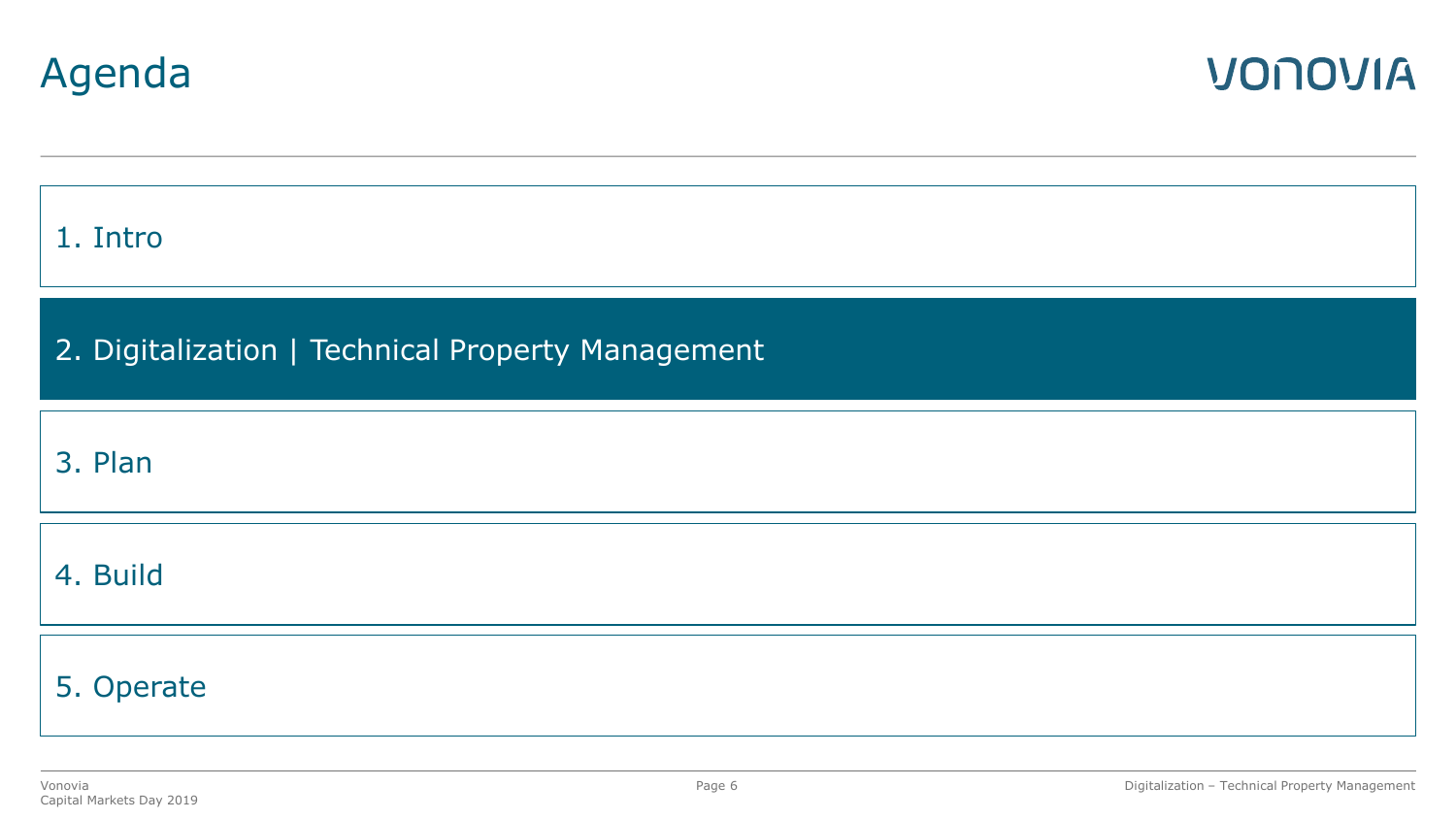# Agenda

1. Intro
2. Digitalization | Technical Property Management
3. Plan
4. Build
5. Operate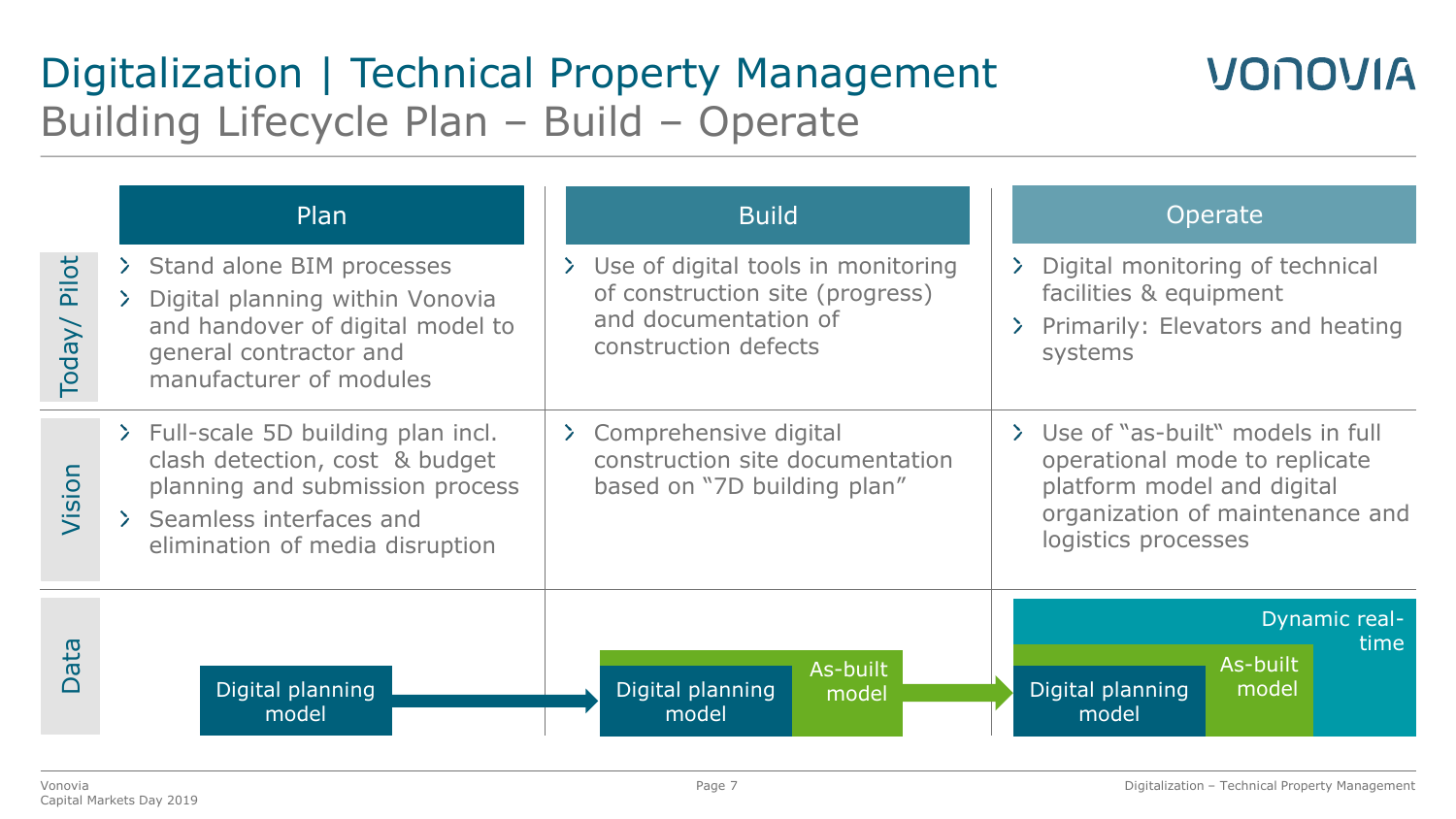# Digitalization | Technical Property Management
## Building Lifecycle Plan – Build – Operate

| | Plan | Build | Operate |
|---|---|---|---|
| **Today/ Pilot** | › Stand alone BIM processes<br>› Digital planning within Vonovia and handover of digital model to general contractor and manufacturer of modules | › Use of digital tools in monitoring of construction site (progress) and documentation of construction defects | › Digital monitoring of technical facilities & equipment<br>› Primarily: Elevators and heating systems |
| **Vision** | › Full-scale 5D building plan incl. clash detection, cost & budget planning and submission process<br>› Seamless interfaces and elimination of media disruption | › Comprehensive digital construction site documentation based on "7D building plan" | › Use of "as-built" models in full operational mode to replicate platform model and digital organization of maintenance and logistics processes |
| **Data** | Digital planning model → | Digital planning model + As-built model → | Digital planning model + As-built model + Dynamic real-time |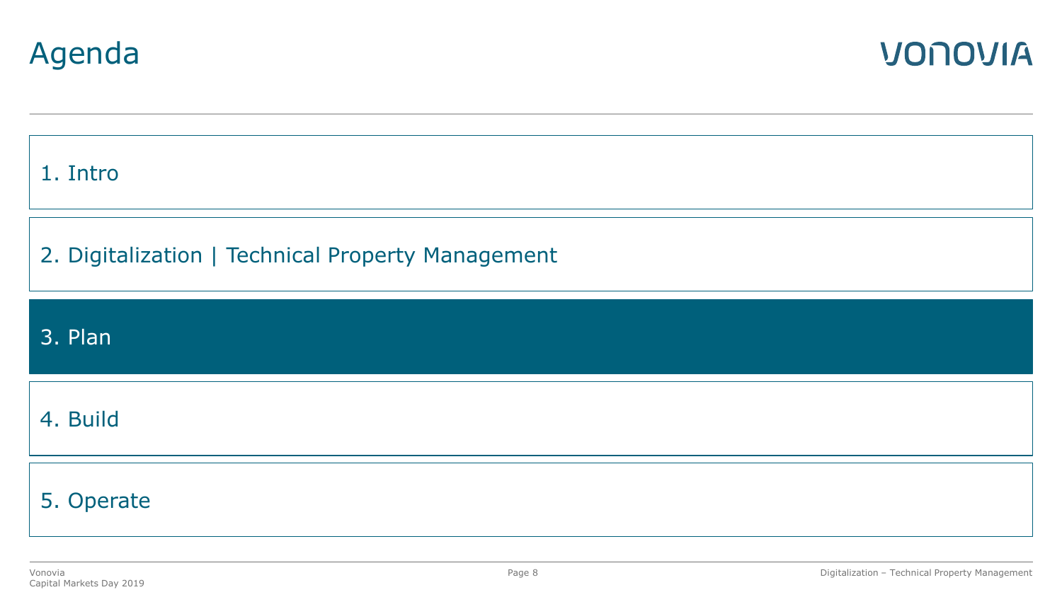# Agenda

1. Intro
2. Digitalization | Technical Property Management
3. Plan
4. Build
5. Operate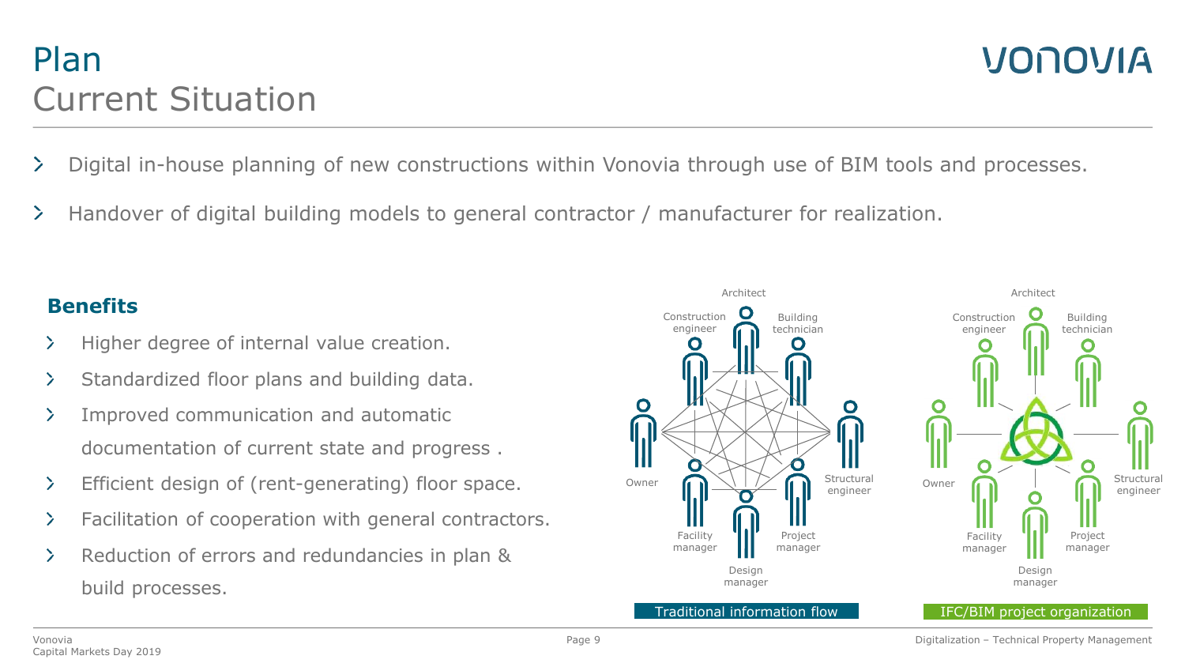# Plan
## Current Situation

- Digital in-house planning of new constructions within Vonovia through use of BIM tools and processes.
- Handover of digital building models to general contractor / manufacturer for realization.

### Benefits

- Higher degree of internal value creation.
- Standardized floor plans and building data.
- Improved communication and automatic documentation of current state and progress .
- Efficient design of (rent-generating) floor space.
- Facilitation of cooperation with general contractors.
- Reduction of errors and redundancies in plan & build processes.

Architect, Construction engineer, Building technician, Owner, Structural engineer, Facility manager, Project manager, Design manager

Traditional information flow

Architect, Construction engineer, Building technician, Owner, Structural engineer, Facility manager, Project manager, Design manager

IFC/BIM project organization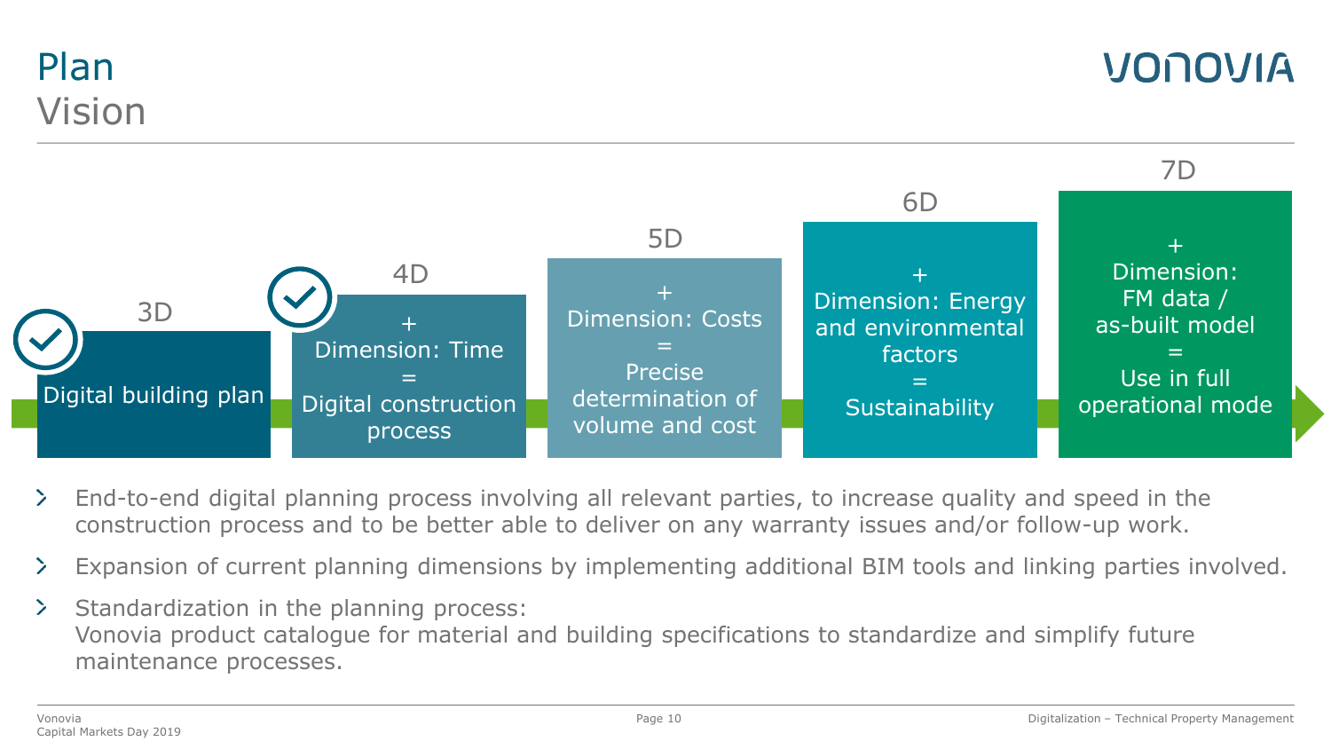# Plan
## Vision

**3D** (completed)
Digital building plan

**4D** (completed)
+
Dimension: Time
=
Digital construction process

**5D**
+
Dimension: Costs
=
Precise determination of volume and cost

**6D**
+
Dimension: Energy and environmental factors
=
Sustainability

**7D**
+
Dimension: FM data / as-built model
=
Use in full operational mode

- End-to-end digital planning process involving all relevant parties, to increase quality and speed in the construction process and to be better able to deliver on any warranty issues and/or follow-up work.
- Expansion of current planning dimensions by implementing additional BIM tools and linking parties involved.
- Standardization in the planning process:
  Vonovia product catalogue for material and building specifications to standardize and simplify future maintenance processes.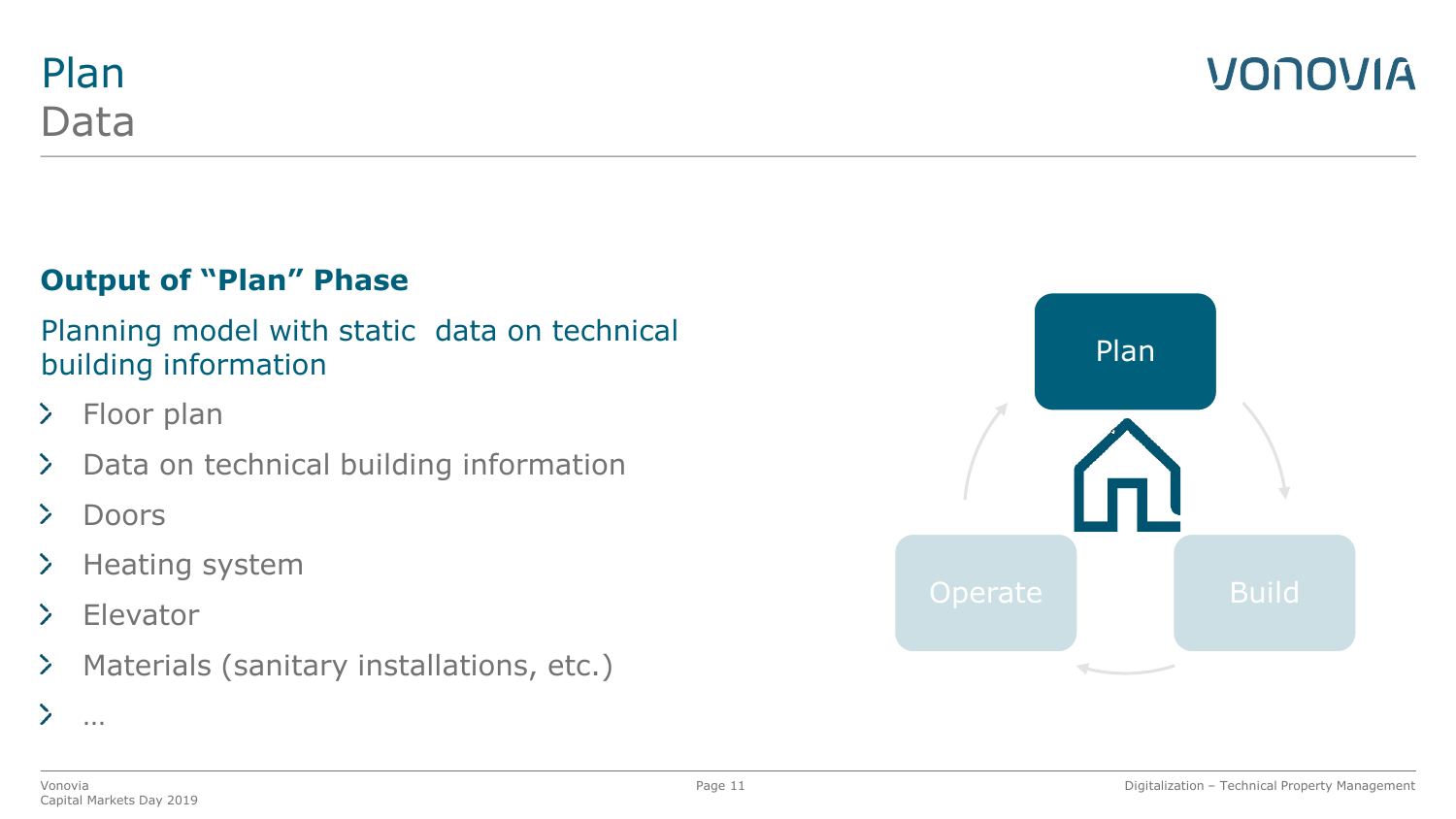# Plan
## Data

### Output of "Plan" Phase

Planning model with static data on technical building information

- Floor plan
- Data on technical building information
- Doors
- Heating system
- Elevator
- Materials (sanitary installations, etc.)
- …

Plan

Build

Operate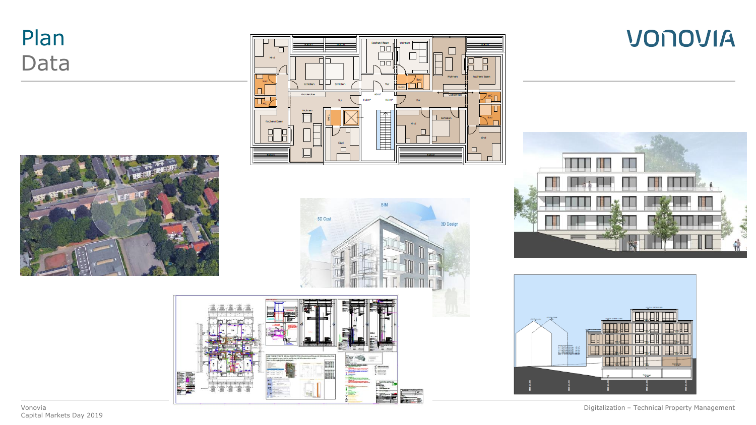# Plan Data

VONOVIA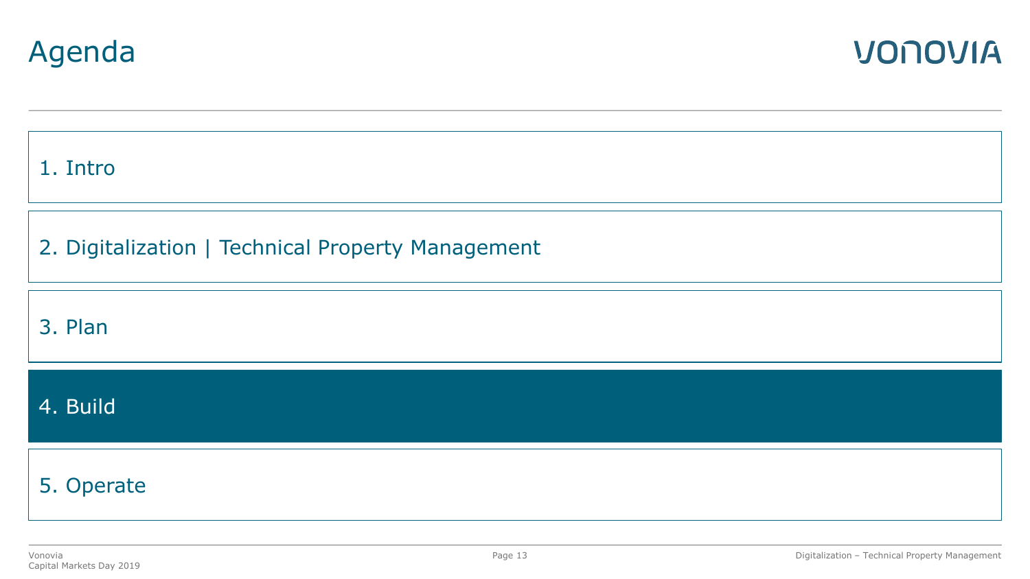# Agenda

1. Intro
2. Digitalization | Technical Property Management
3. Plan
4. Build
5. Operate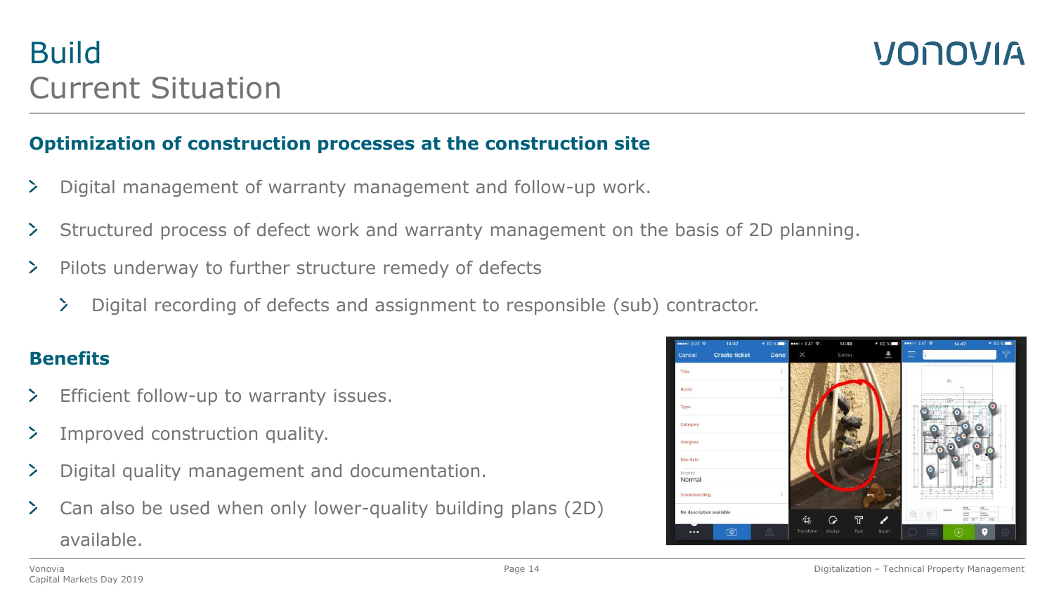# Build
## Current Situation

### Optimization of construction processes at the construction site

- Digital management of warranty management and follow-up work.
- Structured process of defect work and warranty management on the basis of 2D planning.
- Pilots underway to further structure remedy of defects
  - Digital recording of defects and assignment to responsible (sub) contractor.

### Benefits

- Efficient follow-up to warranty issues.
- Improved construction quality.
- Digital quality management and documentation.
- Can also be used when only lower-quality building plans (2D) available.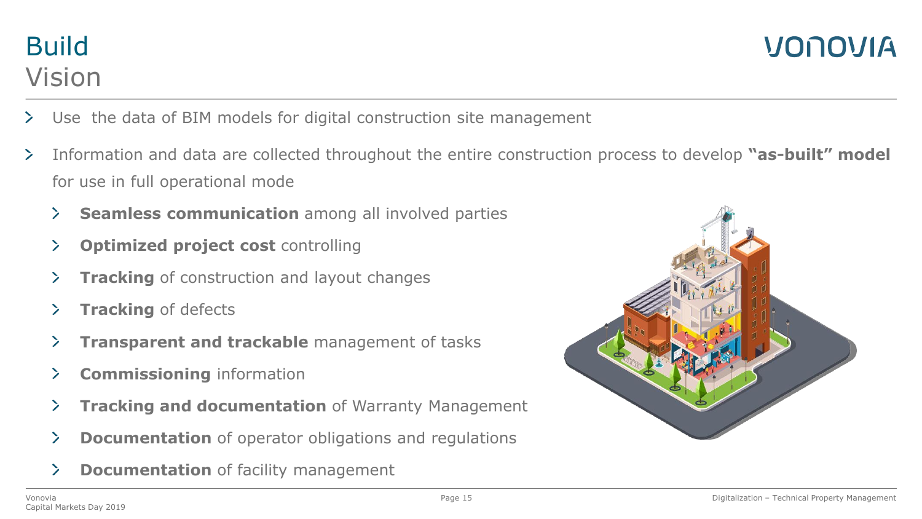# Build
## Vision

- Use the data of BIM models for digital construction site management
- Information and data are collected throughout the entire construction process to develop **"as-built" model** for use in full operational mode
  - **Seamless communication** among all involved parties
  - **Optimized project cost** controlling
  - **Tracking** of construction and layout changes
  - **Tracking** of defects
  - **Transparent and trackable** management of tasks
  - **Commissioning** information
  - **Tracking and documentation** of Warranty Management
  - **Documentation** of operator obligations and regulations
  - **Documentation** of facility management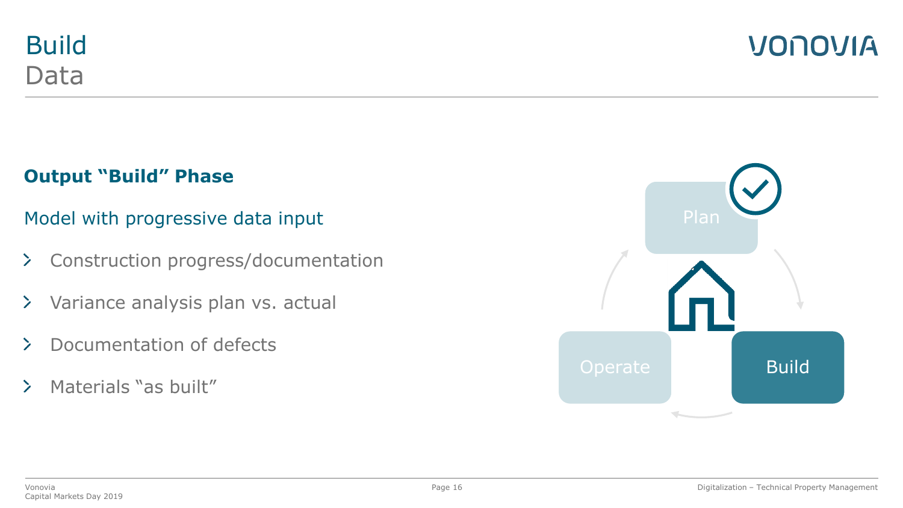# Build
## Data

**Output "Build" Phase**

Model with progressive data input

- Construction progress/documentation
- Variance analysis plan vs. actual
- Documentation of defects
- Materials "as built"

Plan

Build

Operate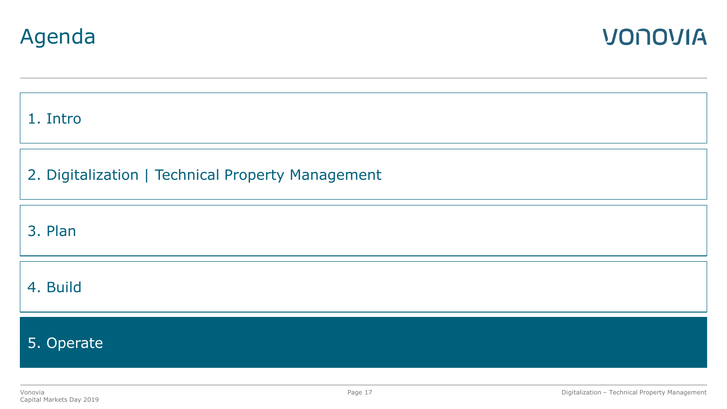# Agenda

1. Intro
2. Digitalization | Technical Property Management
3. Plan
4. Build
5. Operate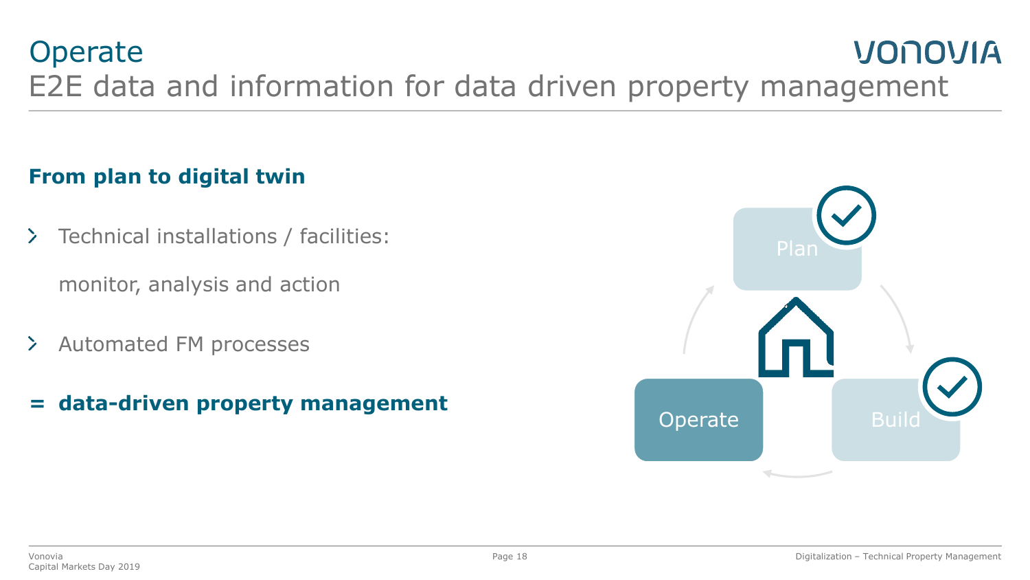# Operate

## E2E data and information for data driven property management

### From plan to digital twin

- Technical installations / facilities:

  monitor, analysis and action

- Automated FM processes

= **data-driven property management**

Plan

Build

Operate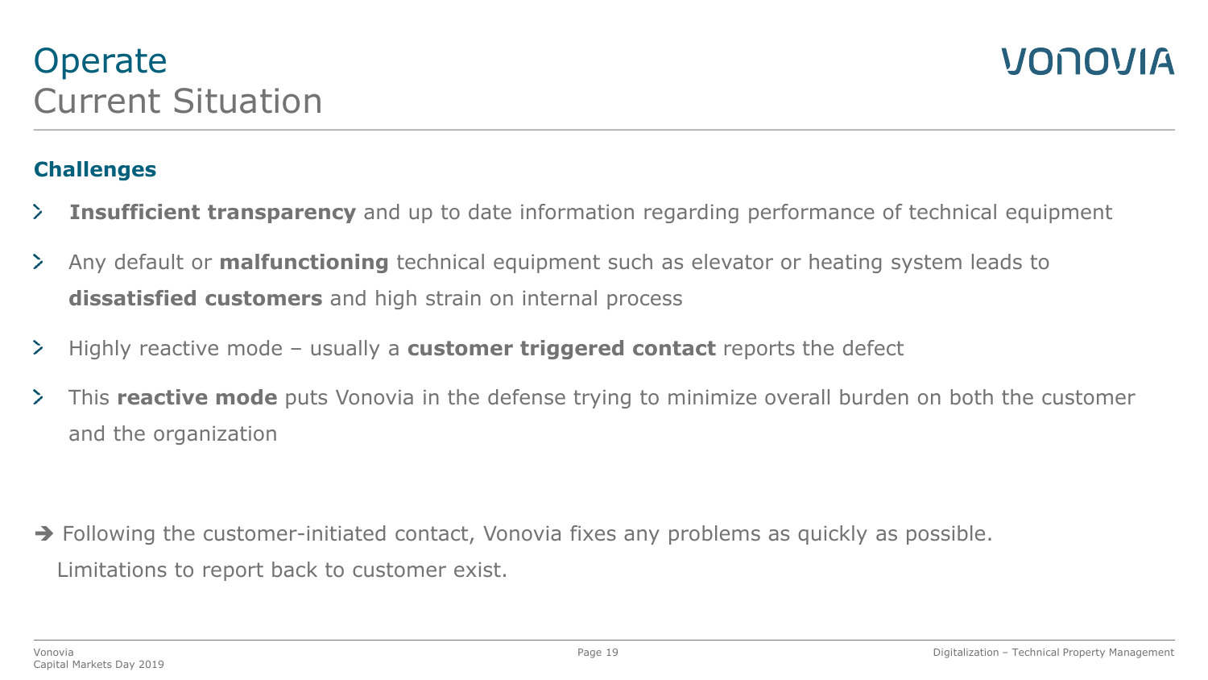# Operate
## Current Situation

### Challenges

- **Insufficient transparency** and up to date information regarding performance of technical equipment
- Any default or **malfunctioning** technical equipment such as elevator or heating system leads to **dissatisfied customers** and high strain on internal process
- Highly reactive mode – usually a **customer triggered contact** reports the defect
- This **reactive mode** puts Vonovia in the defense trying to minimize overall burden on both the customer and the organization

➔ Following the customer-initiated contact, Vonovia fixes any problems as quickly as possible. Limitations to report back to customer exist.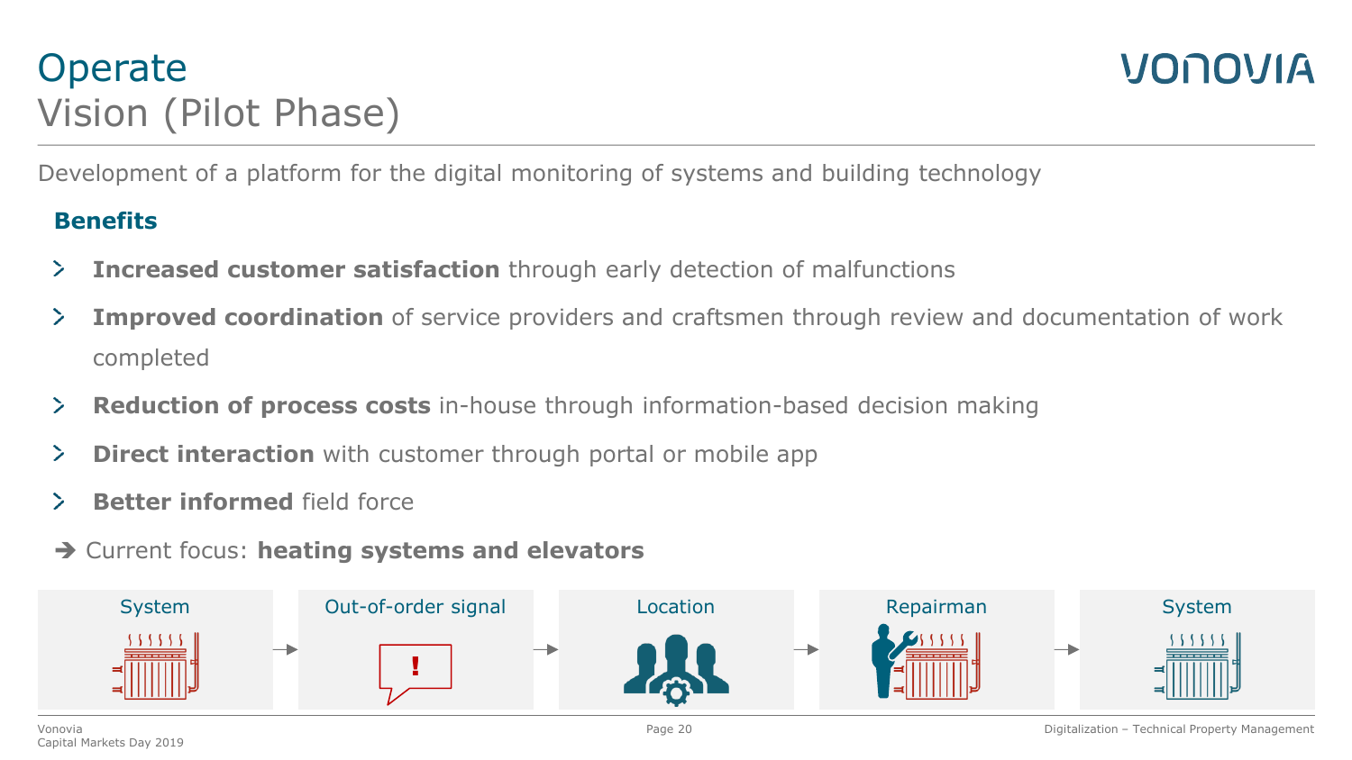# Operate
## Vision (Pilot Phase)

Development of a platform for the digital monitoring of systems and building technology

**Benefits**

- **Increased customer satisfaction** through early detection of malfunctions
- **Improved coordination** of service providers and craftsmen through review and documentation of work completed
- **Reduction of process costs** in-house through information-based decision making
- **Direct interaction** with customer through portal or mobile app
- **Better informed** field force

➔ Current focus: **heating systems and elevators**

System → Out-of-order signal → Location → Repairman → System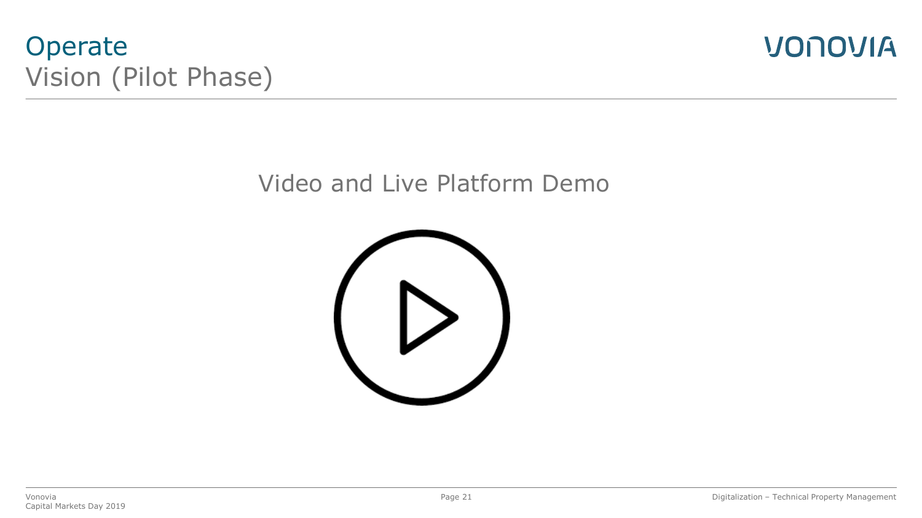# Operate
## Vision (Pilot Phase)

Video and Live Platform Demo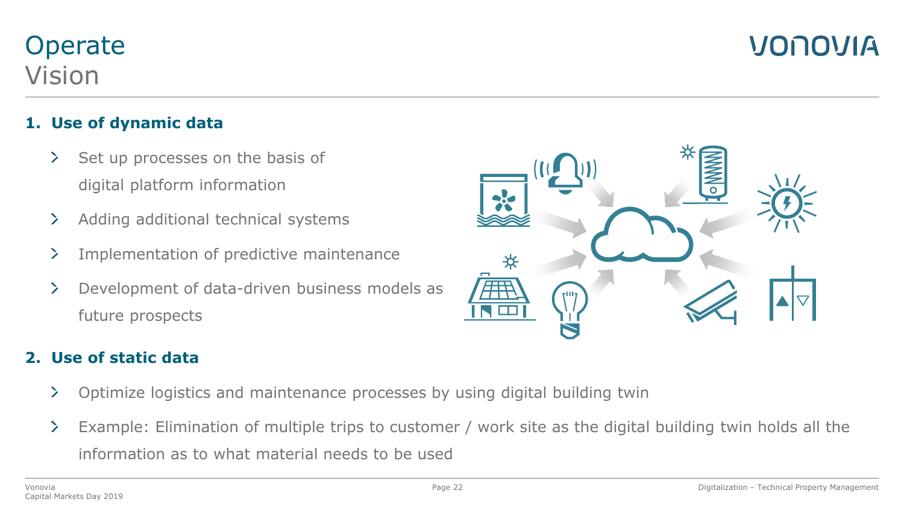# Operate
Vision

## 1. Use of dynamic data

- Set up processes on the basis of digital platform information
- Adding additional technical systems
- Implementation of predictive maintenance
- Development of data-driven business models as future prospects

## 2. Use of static data

- Optimize logistics and maintenance processes by using digital building twin
- Example: Elimination of multiple trips to customer / work site as the digital building twin holds all the information as to what material needs to be used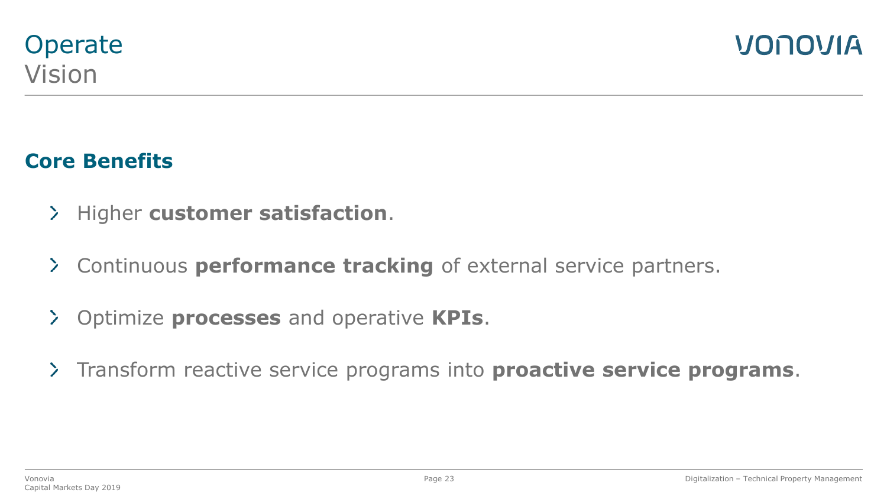# Operate
## Vision

### Core Benefits

- Higher **customer satisfaction**.
- Continuous **performance tracking** of external service partners.
- Optimize **processes** and operative **KPIs**.
- Transform reactive service programs into **proactive service programs**.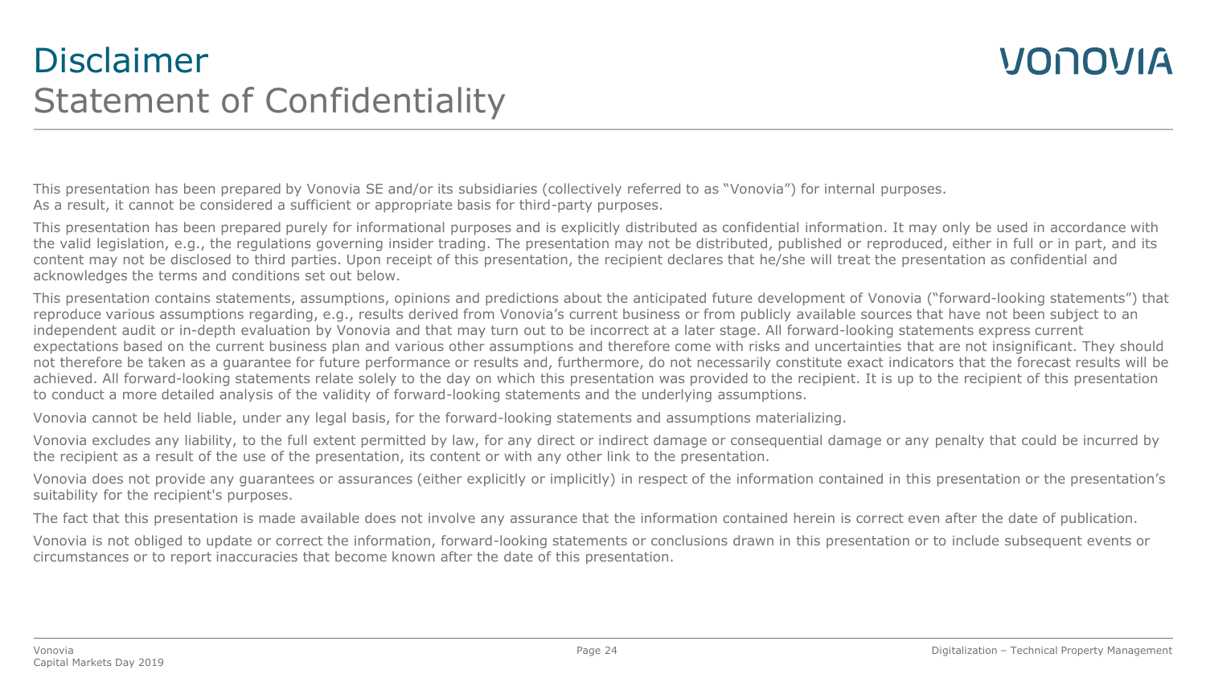# Disclaimer
## Statement of Confidentiality

This presentation has been prepared by Vonovia SE and/or its subsidiaries (collectively referred to as "Vonovia") for internal purposes.
As a result, it cannot be considered a sufficient or appropriate basis for third-party purposes.

This presentation has been prepared purely for informational purposes and is explicitly distributed as confidential information. It may only be used in accordance with the valid legislation, e.g., the regulations governing insider trading. The presentation may not be distributed, published or reproduced, either in full or in part, and its content may not be disclosed to third parties. Upon receipt of this presentation, the recipient declares that he/she will treat the presentation as confidential and acknowledges the terms and conditions set out below.

This presentation contains statements, assumptions, opinions and predictions about the anticipated future development of Vonovia ("forward-looking statements") that reproduce various assumptions regarding, e.g., results derived from Vonovia's current business or from publicly available sources that have not been subject to an independent audit or in-depth evaluation by Vonovia and that may turn out to be incorrect at a later stage. All forward-looking statements express current expectations based on the current business plan and various other assumptions and therefore come with risks and uncertainties that are not insignificant. They should not therefore be taken as a guarantee for future performance or results and, furthermore, do not necessarily constitute exact indicators that the forecast results will be achieved. All forward-looking statements relate solely to the day on which this presentation was provided to the recipient. It is up to the recipient of this presentation to conduct a more detailed analysis of the validity of forward-looking statements and the underlying assumptions.

Vonovia cannot be held liable, under any legal basis, for the forward-looking statements and assumptions materializing.

Vonovia excludes any liability, to the full extent permitted by law, for any direct or indirect damage or consequential damage or any penalty that could be incurred by the recipient as a result of the use of the presentation, its content or with any other link to the presentation.

Vonovia does not provide any guarantees or assurances (either explicitly or implicitly) in respect of the information contained in this presentation or the presentation's suitability for the recipient's purposes.

The fact that this presentation is made available does not involve any assurance that the information contained herein is correct even after the date of publication.

Vonovia is not obliged to update or correct the information, forward-looking statements or conclusions drawn in this presentation or to include subsequent events or circumstances or to report inaccuracies that become known after the date of this presentation.